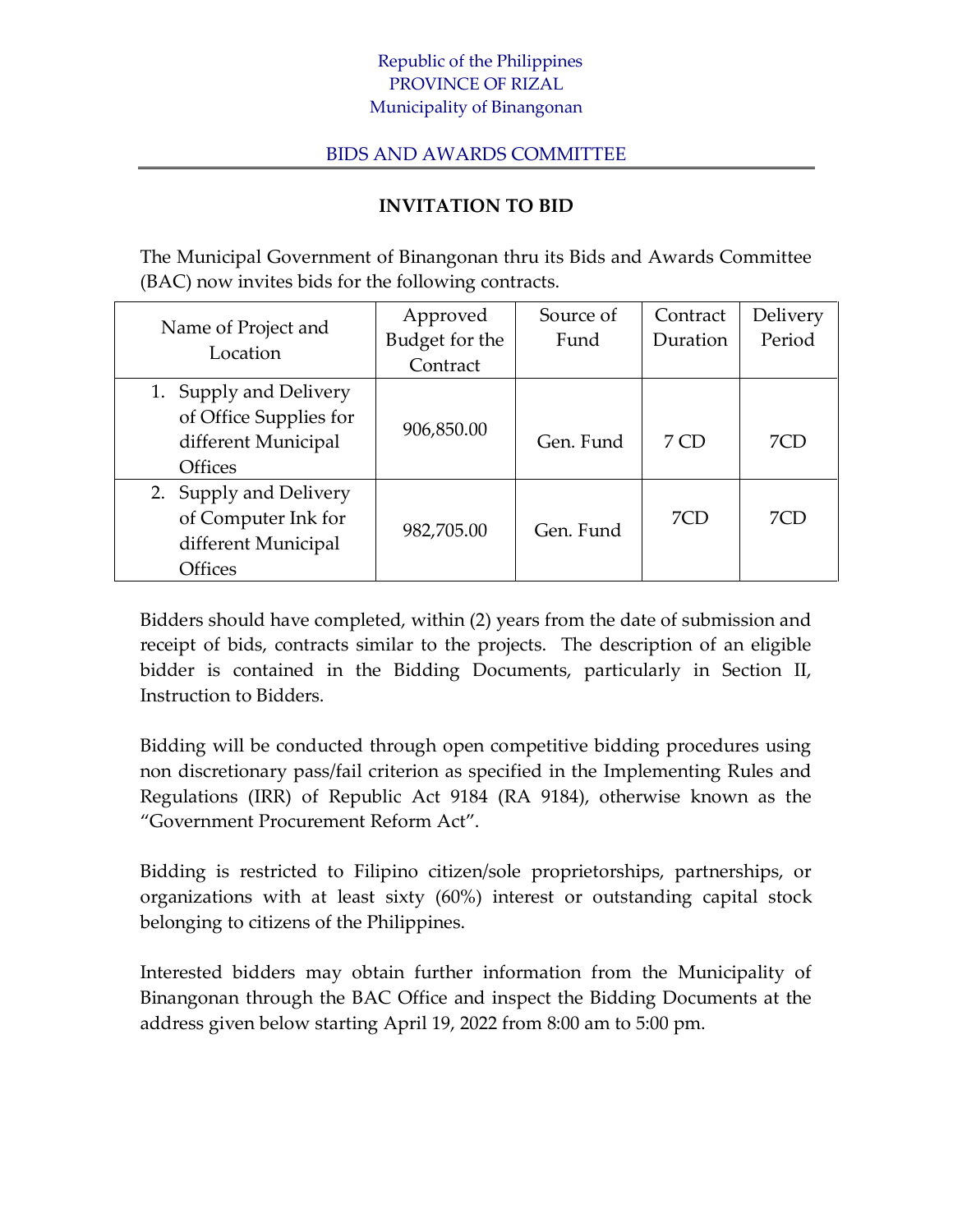Republic of the Philippines
PROVINCE OF RIZAL
Municipality of Binangonan

BIDS AND AWARDS COMMITTEE

## INVITATION TO BID

The Municipal Government of Binangonan thru its Bids and Awards Committee (BAC) now invites bids for the following contracts.

| Name of Project and Location | Approved Budget for the Contract | Source of Fund | Contract Duration | Delivery Period |
|---|---|---|---|---|
| 1. Supply and Delivery of Office Supplies for different Municipal Offices | 906,850.00 | Gen. Fund | 7 CD | 7CD |
| 2. Supply and Delivery of Computer Ink for different Municipal Offices | 982,705.00 | Gen. Fund | 7CD | 7CD |

Bidders should have completed, within (2) years from the date of submission and receipt of bids, contracts similar to the projects. The description of an eligible bidder is contained in the Bidding Documents, particularly in Section II, Instruction to Bidders.

Bidding will be conducted through open competitive bidding procedures using non discretionary pass/fail criterion as specified in the Implementing Rules and Regulations (IRR) of Republic Act 9184 (RA 9184), otherwise known as the "Government Procurement Reform Act".

Bidding is restricted to Filipino citizen/sole proprietorships, partnerships, or organizations with at least sixty (60%) interest or outstanding capital stock belonging to citizens of the Philippines.

Interested bidders may obtain further information from the Municipality of Binangonan through the BAC Office and inspect the Bidding Documents at the address given below starting April 19, 2022 from 8:00 am to 5:00 pm.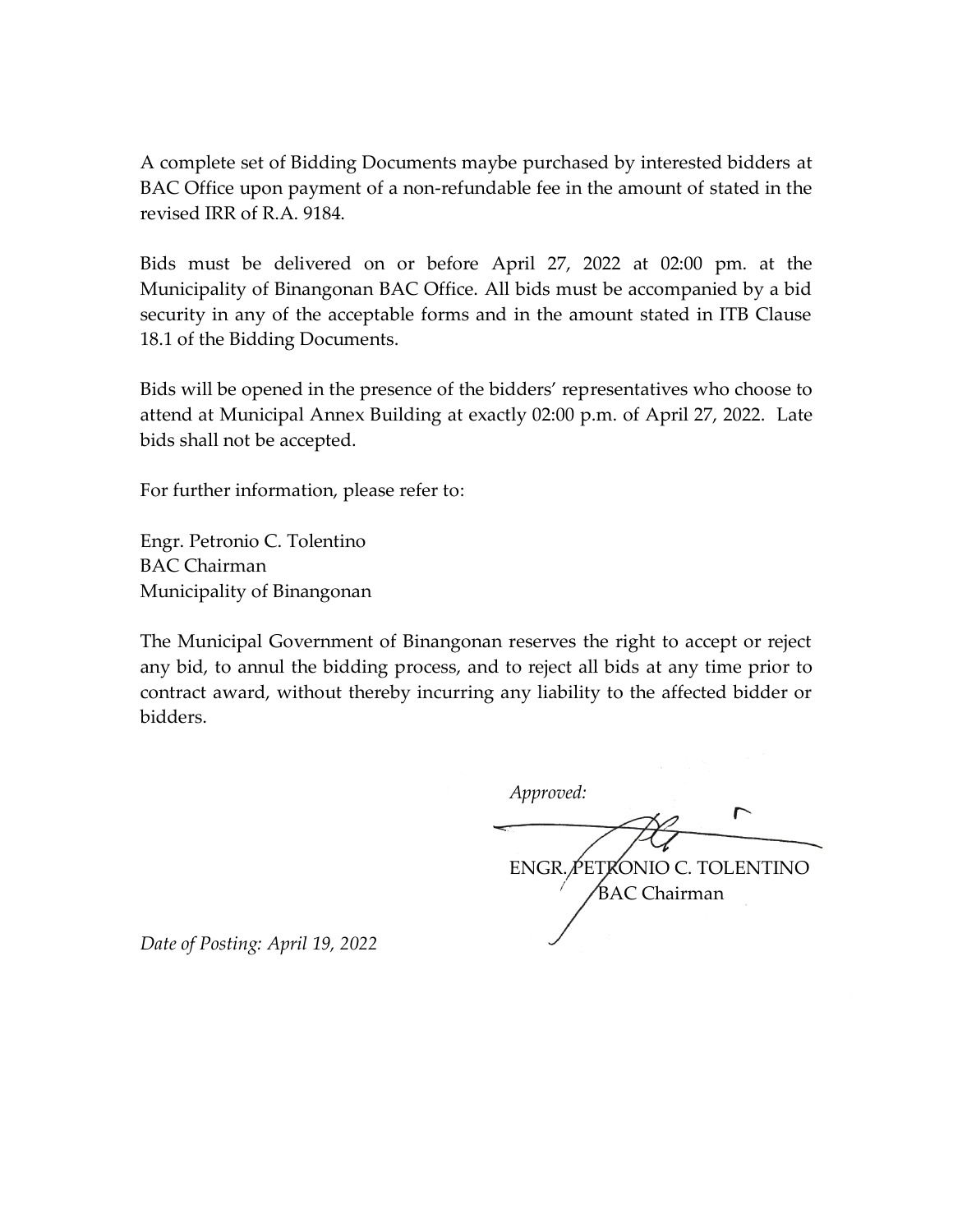A complete set of Bidding Documents maybe purchased by interested bidders at BAC Office upon payment of a non-refundable fee in the amount of stated in the revised IRR of R.A. 9184.

Bids must be delivered on or before April 27, 2022 at 02:00 pm. at the Municipality of Binangonan BAC Office. All bids must be accompanied by a bid security in any of the acceptable forms and in the amount stated in ITB Clause 18.1 of the Bidding Documents.

Bids will be opened in the presence of the bidders' representatives who choose to attend at Municipal Annex Building at exactly 02:00 p.m. of April 27, 2022. Late bids shall not be accepted.

For further information, please refer to:

Engr. Petronio C. Tolentino
BAC Chairman
Municipality of Binangonan

The Municipal Government of Binangonan reserves the right to accept or reject any bid, to annul the bidding process, and to reject all bids at any time prior to contract award, without thereby incurring any liability to the affected bidder or bidders.

*Approved:*

ENGR. PETRONIO C. TOLENTINO
BAC Chairman

*Date of Posting: April 19, 2022*